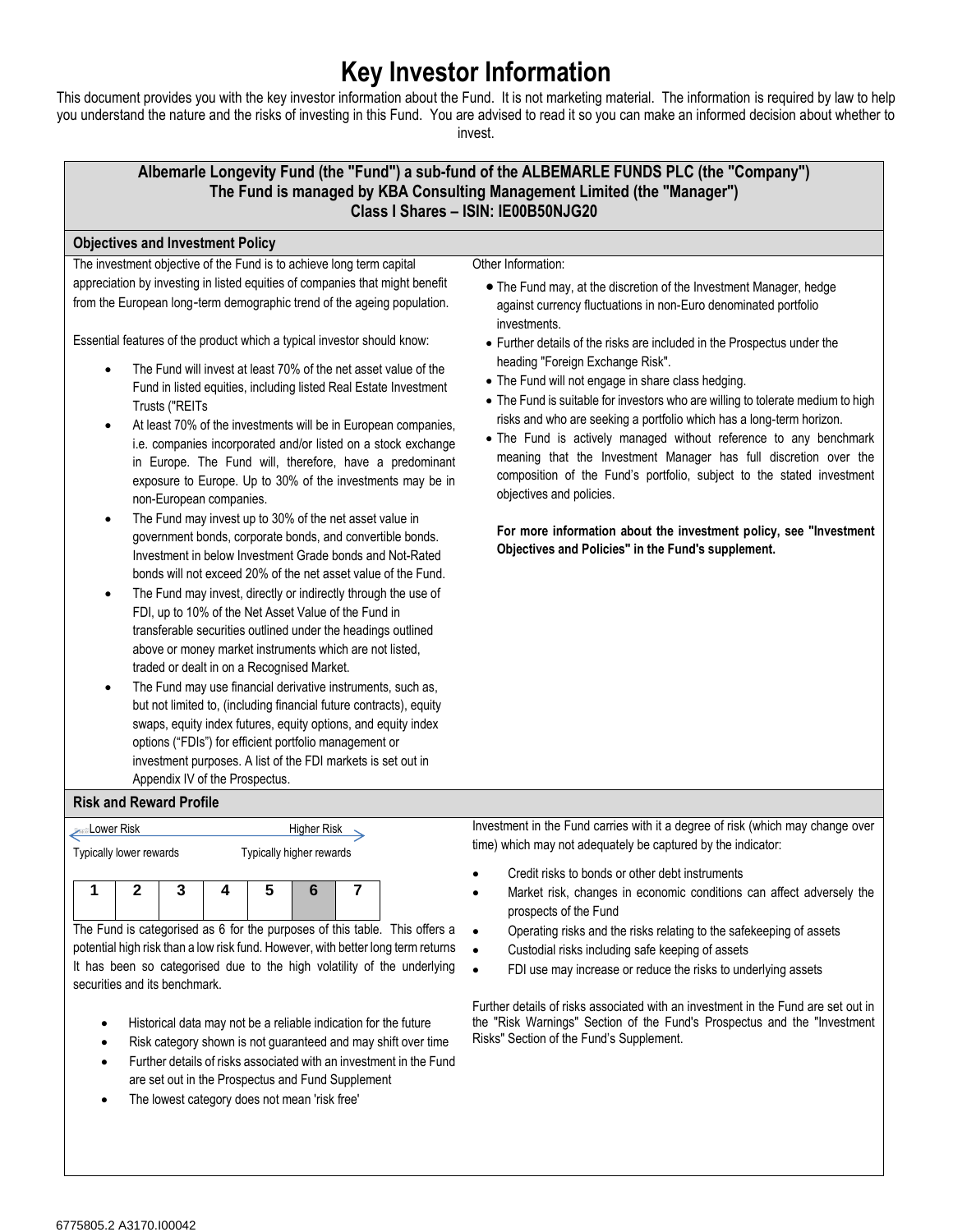# Key Investor Information

This document provides you with the key investor information about the Fund. It is not marketing material. The information is required by law to help you understand the nature and the risks of investing in this Fund. You are advised to read it so you can make an informed decision about whether to invest.

**Albemarle Longevity Fund (the "Fund") a sub-fund of the ALBEMARLE FUNDS PLC (the "Company")**
**The Fund is managed by KBA Consulting Management Limited (the "Manager")**
**Class I Shares – ISIN: IE00B50NJG20**

## Objectives and Investment Policy

The investment objective of the Fund is to achieve long term capital appreciation by investing in listed equities of companies that might benefit from the European long-term demographic trend of the ageing population.

Essential features of the product which a typical investor should know:

- The Fund will invest at least 70% of the net asset value of the Fund in listed equities, including listed Real Estate Investment Trusts ("REITs
- At least 70% of the investments will be in European companies, i.e. companies incorporated and/or listed on a stock exchange in Europe. The Fund will, therefore, have a predominant exposure to Europe. Up to 30% of the investments may be in non-European companies.
- The Fund may invest up to 30% of the net asset value in government bonds, corporate bonds, and convertible bonds. Investment in below Investment Grade bonds and Not-Rated bonds will not exceed 20% of the net asset value of the Fund.
- The Fund may invest, directly or indirectly through the use of FDI, up to 10% of the Net Asset Value of the Fund in transferable securities outlined under the headings outlined above or money market instruments which are not listed, traded or dealt in on a Recognised Market.
- The Fund may use financial derivative instruments, such as, but not limited to, (including financial future contracts), equity swaps, equity index futures, equity options, and equity index options ("FDIs") for efficient portfolio management or investment purposes. A list of the FDI markets is set out in Appendix IV of the Prospectus.

Other Information:

- The Fund may, at the discretion of the Investment Manager, hedge against currency fluctuations in non-Euro denominated portfolio investments.
- Further details of the risks are included in the Prospectus under the heading "Foreign Exchange Risk".
- The Fund will not engage in share class hedging.
- The Fund is suitable for investors who are willing to tolerate medium to high risks and who are seeking a portfolio which has a long-term horizon.
- The Fund is actively managed without reference to any benchmark meaning that the Investment Manager has full discretion over the composition of the Fund's portfolio, subject to the stated investment objectives and policies.

**For more information about the investment policy, see "Investment Objectives and Policies" in the Fund's supplement.**

## Risk and Reward Profile

Lower Risk — Higher Risk

Typically lower rewards — Typically higher rewards

| 1 | 2 | 3 | 4 | 5 | **6** | 7 |
|---|---|---|---|---|---|---|

The Fund is categorised as 6 for the purposes of this table. This offers a potential high risk than a low risk fund. However, with better long term returns It has been so categorised due to the high volatility of the underlying securities and its benchmark.

- Historical data may not be a reliable indication for the future
- Risk category shown is not guaranteed and may shift over time
- Further details of risks associated with an investment in the Fund are set out in the Prospectus and Fund Supplement
- The lowest category does not mean 'risk free'

Investment in the Fund carries with it a degree of risk (which may change over time) which may not adequately be captured by the indicator:

- Credit risks to bonds or other debt instruments
- Market risk, changes in economic conditions can affect adversely the prospects of the Fund
- Operating risks and the risks relating to the safekeeping of assets
- Custodial risks including safe keeping of assets
- FDI use may increase or reduce the risks to underlying assets

Further details of risks associated with an investment in the Fund are set out in the "Risk Warnings" Section of the Fund's Prospectus and the "Investment Risks" Section of the Fund's Supplement.

6775805.2 A3170.I00042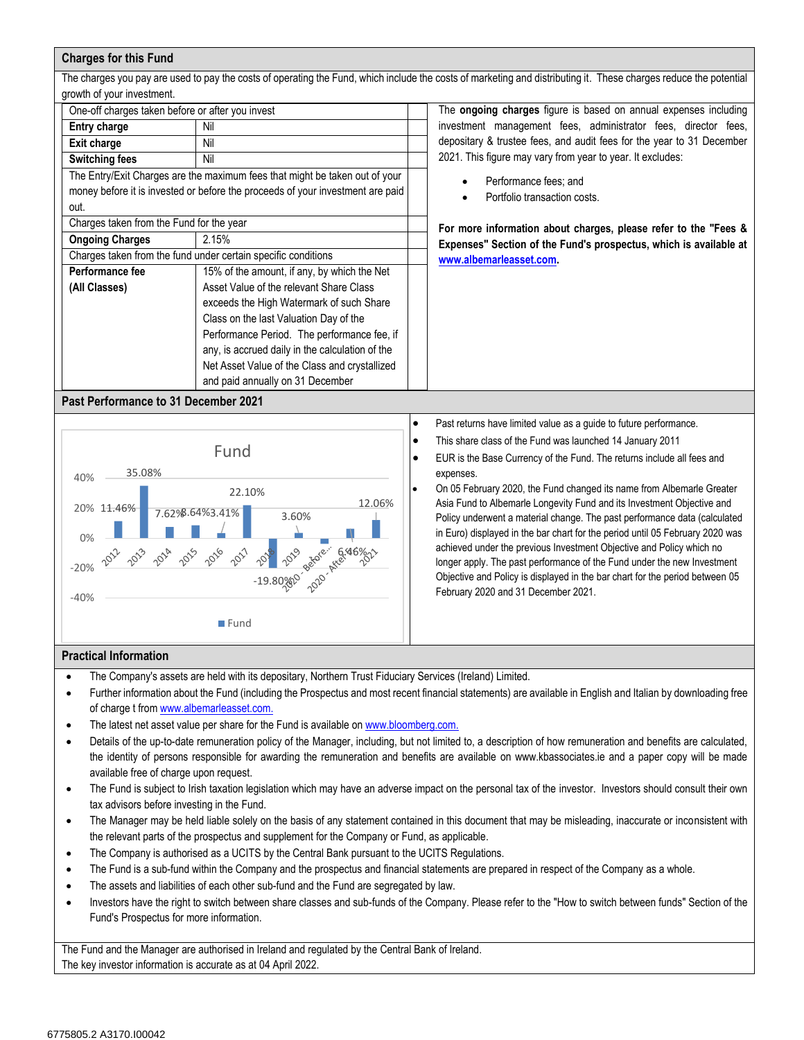## Charges for this Fund

The charges you pay are used to pay the costs of operating the Fund, which include the costs of marketing and distributing it. These charges reduce the potential growth of your investment.

| | |
|---|---|
| One-off charges taken before or after you invest | |
| **Entry charge** | Nil |
| **Exit charge** | Nil |
| **Switching fees** | Nil |
| The Entry/Exit Charges are the maximum fees that might be taken out of your money before it is invested or before the proceeds of your investment are paid out. | |
| Charges taken from the Fund for the year | |
| **Ongoing Charges** | 2.15% |
| Charges taken from the fund under certain specific conditions | |
| **Performance fee (All Classes)** | 15% of the amount, if any, by which the Net Asset Value of the relevant Share Class exceeds the High Watermark of such Share Class on the last Valuation Day of the Performance Period. The performance fee, if any, is accrued daily in the calculation of the Net Asset Value of the Class and crystallized and paid annually on 31 December |

The **ongoing charges** figure is based on annual expenses including investment management fees, administrator fees, director fees, depositary & trustee fees, and audit fees for the year to 31 December 2021. This figure may vary from year to year. It excludes:

- Performance fees; and
- Portfolio transaction costs.

**For more information about charges, please refer to the "Fees & Expenses" Section of the Fund's prospectus, which is available at www.albemarleasset.com.**

## Past Performance to 31 December 2021

Fund

40%
20%
0%
-20%
-40%

11.46%
35.08%
7.62%
8.64%
3.41%
22.10%
-19.80%
3.60%
6.46%
12.06%

2012
2013
2014
2015
2016
2017
2018
2019
2020 - Before...
2020 - After...
2021

Fund

- Past returns have limited value as a guide to future performance.
- This share class of the Fund was launched 14 January 2011
- EUR is the Base Currency of the Fund. The returns include all fees and expenses.
- On 05 February 2020, the Fund changed its name from Albemarle Greater Asia Fund to Albemarle Longevity Fund and its Investment Objective and Policy underwent a material change. The past performance data (calculated in Euro) displayed in the bar chart for the period until 05 February 2020 was achieved under the previous Investment Objective and Policy which no longer apply. The past performance of the Fund under the new Investment Objective and Policy is displayed in the bar chart for the period between 05 February 2020 and 31 December 2021.

## Practical Information

- The Company's assets are held with its depositary, Northern Trust Fiduciary Services (Ireland) Limited.
- Further information about the Fund (including the Prospectus and most recent financial statements) are available in English and Italian by downloading free of charge t from www.albemarleasset.com.
- The latest net asset value per share for the Fund is available on www.bloomberg.com.
- Details of the up-to-date remuneration policy of the Manager, including, but not limited to, a description of how remuneration and benefits are calculated, the identity of persons responsible for awarding the remuneration and benefits are available on www.kbassociates.ie and a paper copy will be made available free of charge upon request.
- The Fund is subject to Irish taxation legislation which may have an adverse impact on the personal tax of the investor. Investors should consult their own tax advisors before investing in the Fund.
- The Manager may be held liable solely on the basis of any statement contained in this document that may be misleading, inaccurate or inconsistent with the relevant parts of the prospectus and supplement for the Company or Fund, as applicable.
- The Company is authorised as a UCITS by the Central Bank pursuant to the UCITS Regulations.
- The Fund is a sub-fund within the Company and the prospectus and financial statements are prepared in respect of the Company as a whole.
- The assets and liabilities of each other sub-fund and the Fund are segregated by law.
- Investors have the right to switch between share classes and sub-funds of the Company. Please refer to the "How to switch between funds" Section of the Fund's Prospectus for more information.

The Fund and the Manager are authorised in Ireland and regulated by the Central Bank of Ireland.
The key investor information is accurate as at 04 April 2022.

6775805.2 A3170.I00042